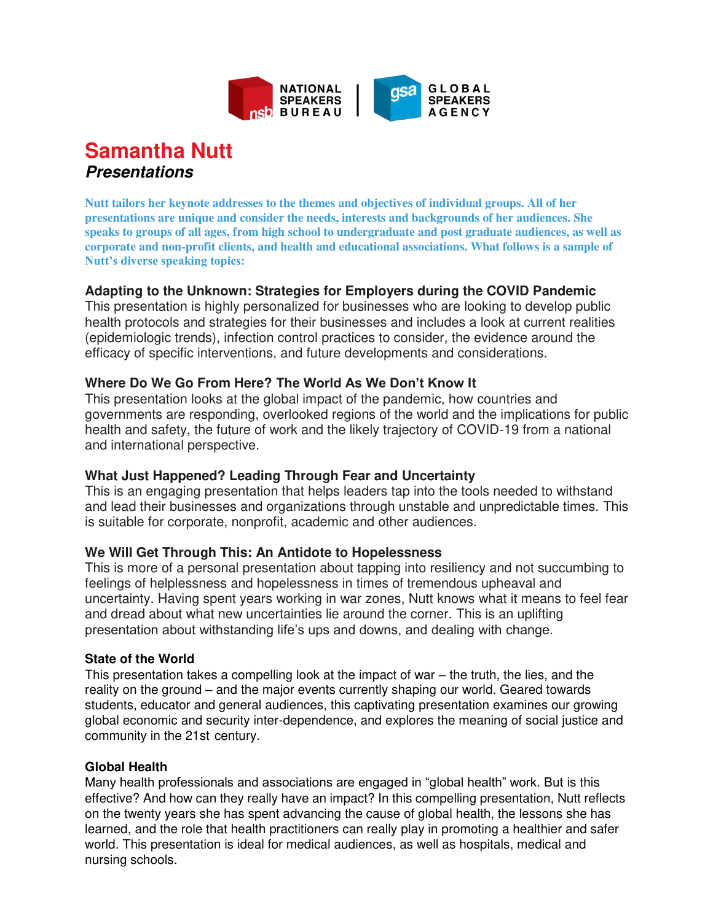# Samantha Nutt

## *Presentations*

**Nutt tailors her keynote addresses to the themes and objectives of individual groups. All of her presentations are unique and consider the needs, interests and backgrounds of her audiences. She speaks to groups of all ages, from high school to undergraduate and post graduate audiences, as well as corporate and non-profit clients, and health and educational associations. What follows is a sample of Nutt's diverse speaking topics:**

### Adapting to the Unknown: Strategies for Employers during the COVID Pandemic

This presentation is highly personalized for businesses who are looking to develop public health protocols and strategies for their businesses and includes a look at current realities (epidemiologic trends), infection control practices to consider, the evidence around the efficacy of specific interventions, and future developments and considerations.

### Where Do We Go From Here? The World As We Don't Know It

This presentation looks at the global impact of the pandemic, how countries and governments are responding, overlooked regions of the world and the implications for public health and safety, the future of work and the likely trajectory of COVID-19 from a national and international perspective.

### What Just Happened? Leading Through Fear and Uncertainty

This is an engaging presentation that helps leaders tap into the tools needed to withstand and lead their businesses and organizations through unstable and unpredictable times. This is suitable for corporate, nonprofit, academic and other audiences.

### We Will Get Through This: An Antidote to Hopelessness

This is more of a personal presentation about tapping into resiliency and not succumbing to feelings of helplessness and hopelessness in times of tremendous upheaval and uncertainty. Having spent years working in war zones, Nutt knows what it means to feel fear and dread about what new uncertainties lie around the corner. This is an uplifting presentation about withstanding life's ups and downs, and dealing with change.

### State of the World

This presentation takes a compelling look at the impact of war – the truth, the lies, and the reality on the ground – and the major events currently shaping our world. Geared towards students, educator and general audiences, this captivating presentation examines our growing global economic and security inter-dependence, and explores the meaning of social justice and community in the 21st century.

### Global Health

Many health professionals and associations are engaged in "global health" work. But is this effective? And how can they really have an impact? In this compelling presentation, Nutt reflects on the twenty years she has spent advancing the cause of global health, the lessons she has learned, and the role that health practitioners can really play in promoting a healthier and safer world. This presentation is ideal for medical audiences, as well as hospitals, medical and nursing schools.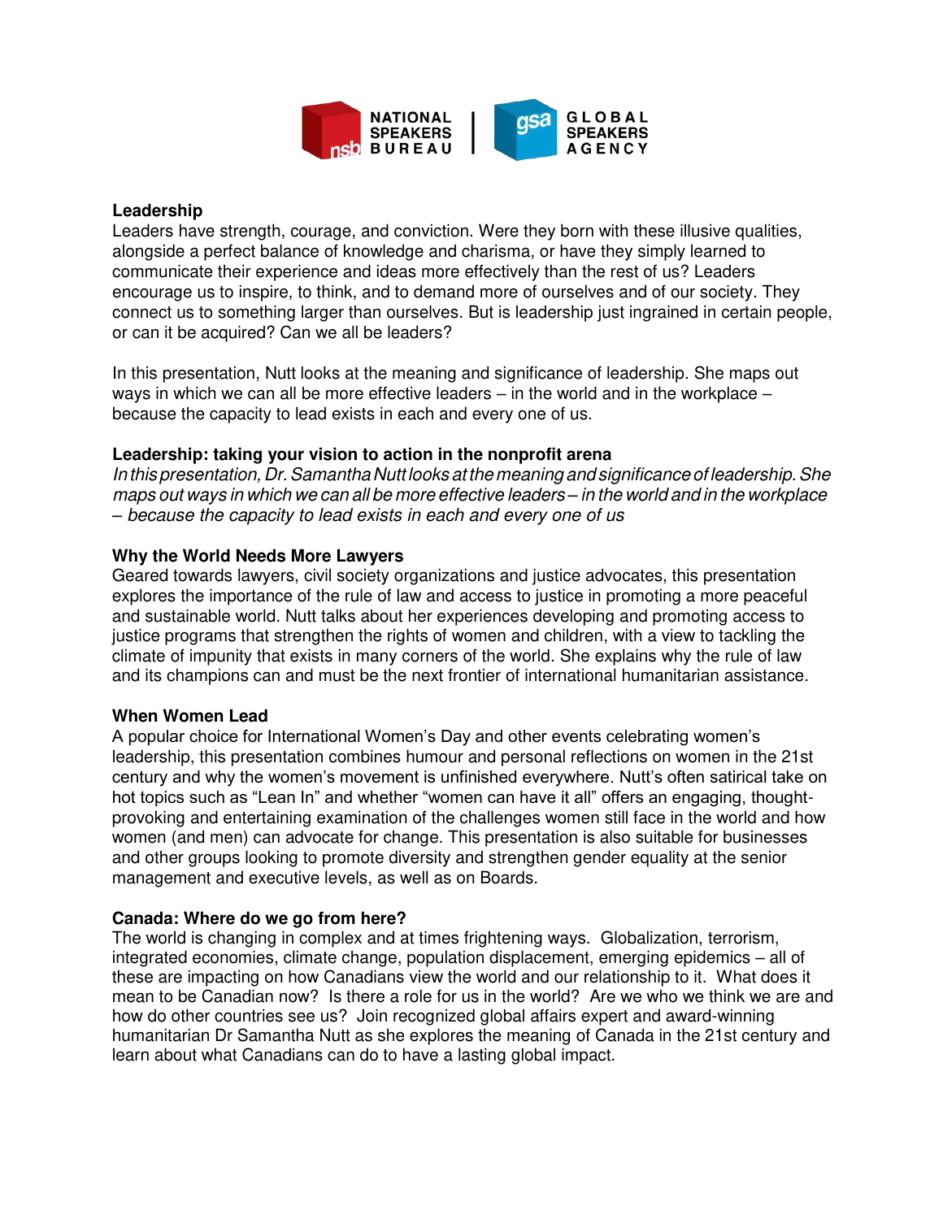**Leadership**

Leaders have strength, courage, and conviction. Were they born with these illusive qualities, alongside a perfect balance of knowledge and charisma, or have they simply learned to communicate their experience and ideas more effectively than the rest of us? Leaders encourage us to inspire, to think, and to demand more of ourselves and of our society. They connect us to something larger than ourselves. But is leadership just ingrained in certain people, or can it be acquired? Can we all be leaders?

In this presentation, Nutt looks at the meaning and significance of leadership. She maps out ways in which we can all be more effective leaders – in the world and in the workplace – because the capacity to lead exists in each and every one of us.

**Leadership: taking your vision to action in the nonprofit arena**

*In this presentation, Dr. Samantha Nutt looks at the meaning and significance of leadership. She maps out ways in which we can all be more effective leaders – in the world and in the workplace – because the capacity to lead exists in each and every one of us*

**Why the World Needs More Lawyers**

Geared towards lawyers, civil society organizations and justice advocates, this presentation explores the importance of the rule of law and access to justice in promoting a more peaceful and sustainable world. Nutt talks about her experiences developing and promoting access to justice programs that strengthen the rights of women and children, with a view to tackling the climate of impunity that exists in many corners of the world. She explains why the rule of law and its champions can and must be the next frontier of international humanitarian assistance.

**When Women Lead**

A popular choice for International Women's Day and other events celebrating women's leadership, this presentation combines humour and personal reflections on women in the 21st century and why the women's movement is unfinished everywhere. Nutt's often satirical take on hot topics such as "Lean In" and whether "women can have it all" offers an engaging, thought-provoking and entertaining examination of the challenges women still face in the world and how women (and men) can advocate for change. This presentation is also suitable for businesses and other groups looking to promote diversity and strengthen gender equality at the senior management and executive levels, as well as on Boards.

**Canada: Where do we go from here?**

The world is changing in complex and at times frightening ways. Globalization, terrorism, integrated economies, climate change, population displacement, emerging epidemics – all of these are impacting on how Canadians view the world and our relationship to it. What does it mean to be Canadian now? Is there a role for us in the world? Are we who we think we are and how do other countries see us? Join recognized global affairs expert and award-winning humanitarian Dr Samantha Nutt as she explores the meaning of Canada in the 21st century and learn about what Canadians can do to have a lasting global impact.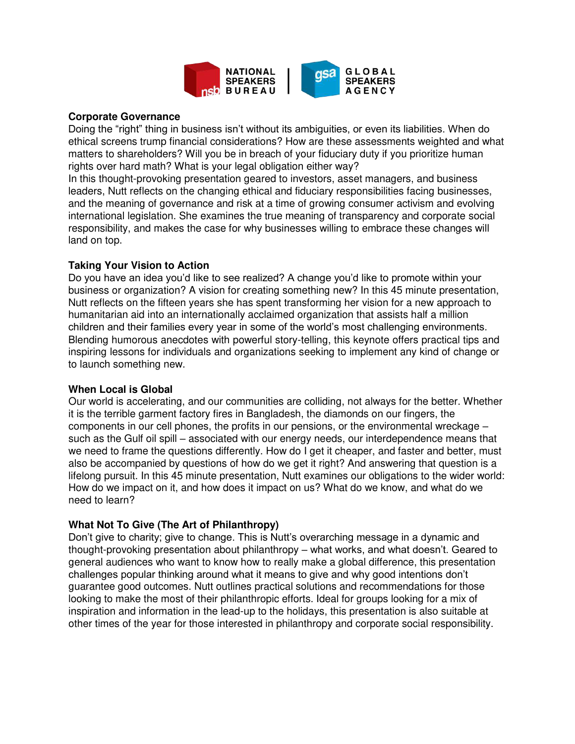## Corporate Governance

Doing the "right" thing in business isn't without its ambiguities, or even its liabilities. When do ethical screens trump financial considerations? How are these assessments weighted and what matters to shareholders? Will you be in breach of your fiduciary duty if you prioritize human rights over hard math? What is your legal obligation either way?

In this thought-provoking presentation geared to investors, asset managers, and business leaders, Nutt reflects on the changing ethical and fiduciary responsibilities facing businesses, and the meaning of governance and risk at a time of growing consumer activism and evolving international legislation. She examines the true meaning of transparency and corporate social responsibility, and makes the case for why businesses willing to embrace these changes will land on top.

## Taking Your Vision to Action

Do you have an idea you'd like to see realized? A change you'd like to promote within your business or organization? A vision for creating something new? In this 45 minute presentation, Nutt reflects on the fifteen years she has spent transforming her vision for a new approach to humanitarian aid into an internationally acclaimed organization that assists half a million children and their families every year in some of the world's most challenging environments. Blending humorous anecdotes with powerful story-telling, this keynote offers practical tips and inspiring lessons for individuals and organizations seeking to implement any kind of change or to launch something new.

## When Local is Global

Our world is accelerating, and our communities are colliding, not always for the better. Whether it is the terrible garment factory fires in Bangladesh, the diamonds on our fingers, the components in our cell phones, the profits in our pensions, or the environmental wreckage – such as the Gulf oil spill – associated with our energy needs, our interdependence means that we need to frame the questions differently. How do I get it cheaper, and faster and better, must also be accompanied by questions of how do we get it right? And answering that question is a lifelong pursuit. In this 45 minute presentation, Nutt examines our obligations to the wider world: How do we impact on it, and how does it impact on us? What do we know, and what do we need to learn?

## What Not To Give (The Art of Philanthropy)

Don't give to charity; give to change. This is Nutt's overarching message in a dynamic and thought-provoking presentation about philanthropy – what works, and what doesn't. Geared to general audiences who want to know how to really make a global difference, this presentation challenges popular thinking around what it means to give and why good intentions don't guarantee good outcomes. Nutt outlines practical solutions and recommendations for those looking to make the most of their philanthropic efforts. Ideal for groups looking for a mix of inspiration and information in the lead-up to the holidays, this presentation is also suitable at other times of the year for those interested in philanthropy and corporate social responsibility.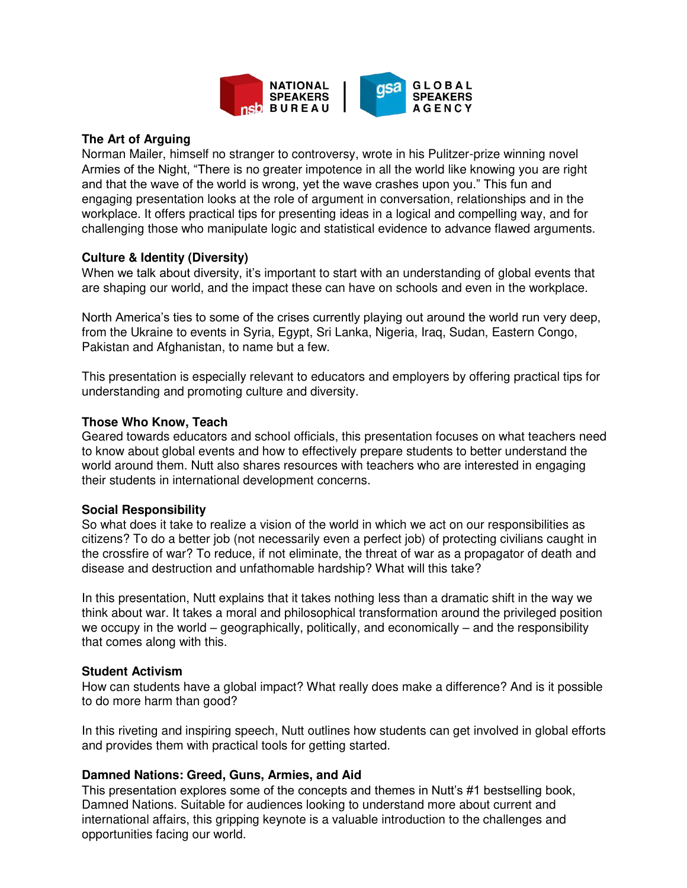### The Art of Arguing

Norman Mailer, himself no stranger to controversy, wrote in his Pulitzer-prize winning novel Armies of the Night, "There is no greater impotence in all the world like knowing you are right and that the wave of the world is wrong, yet the wave crashes upon you." This fun and engaging presentation looks at the role of argument in conversation, relationships and in the workplace. It offers practical tips for presenting ideas in a logical and compelling way, and for challenging those who manipulate logic and statistical evidence to advance flawed arguments.

### Culture & Identity (Diversity)

When we talk about diversity, it's important to start with an understanding of global events that are shaping our world, and the impact these can have on schools and even in the workplace.

North America's ties to some of the crises currently playing out around the world run very deep, from the Ukraine to events in Syria, Egypt, Sri Lanka, Nigeria, Iraq, Sudan, Eastern Congo, Pakistan and Afghanistan, to name but a few.

This presentation is especially relevant to educators and employers by offering practical tips for understanding and promoting culture and diversity.

### Those Who Know, Teach

Geared towards educators and school officials, this presentation focuses on what teachers need to know about global events and how to effectively prepare students to better understand the world around them. Nutt also shares resources with teachers who are interested in engaging their students in international development concerns.

### Social Responsibility

So what does it take to realize a vision of the world in which we act on our responsibilities as citizens? To do a better job (not necessarily even a perfect job) of protecting civilians caught in the crossfire of war? To reduce, if not eliminate, the threat of war as a propagator of death and disease and destruction and unfathomable hardship? What will this take?

In this presentation, Nutt explains that it takes nothing less than a dramatic shift in the way we think about war. It takes a moral and philosophical transformation around the privileged position we occupy in the world – geographically, politically, and economically – and the responsibility that comes along with this.

### Student Activism

How can students have a global impact? What really does make a difference? And is it possible to do more harm than good?

In this riveting and inspiring speech, Nutt outlines how students can get involved in global efforts and provides them with practical tools for getting started.

### Damned Nations: Greed, Guns, Armies, and Aid

This presentation explores some of the concepts and themes in Nutt's #1 bestselling book, Damned Nations. Suitable for audiences looking to understand more about current and international affairs, this gripping keynote is a valuable introduction to the challenges and opportunities facing our world.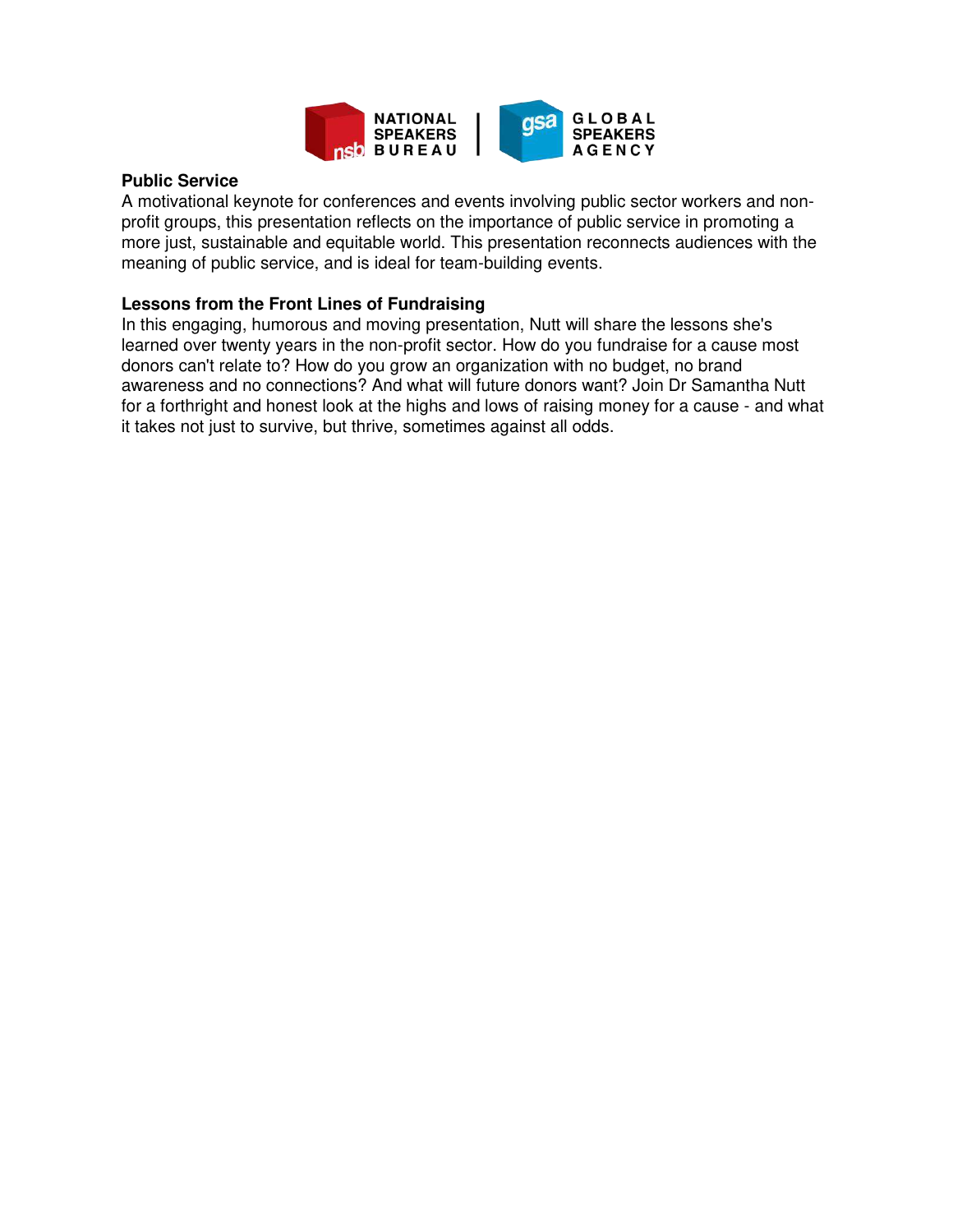**Public Service**

A motivational keynote for conferences and events involving public sector workers and non-profit groups, this presentation reflects on the importance of public service in promoting a more just, sustainable and equitable world. This presentation reconnects audiences with the meaning of public service, and is ideal for team-building events.

**Lessons from the Front Lines of Fundraising**

In this engaging, humorous and moving presentation, Nutt will share the lessons she's learned over twenty years in the non-profit sector. How do you fundraise for a cause most donors can't relate to? How do you grow an organization with no budget, no brand awareness and no connections? And what will future donors want? Join Dr Samantha Nutt for a forthright and honest look at the highs and lows of raising money for a cause - and what it takes not just to survive, but thrive, sometimes against all odds.